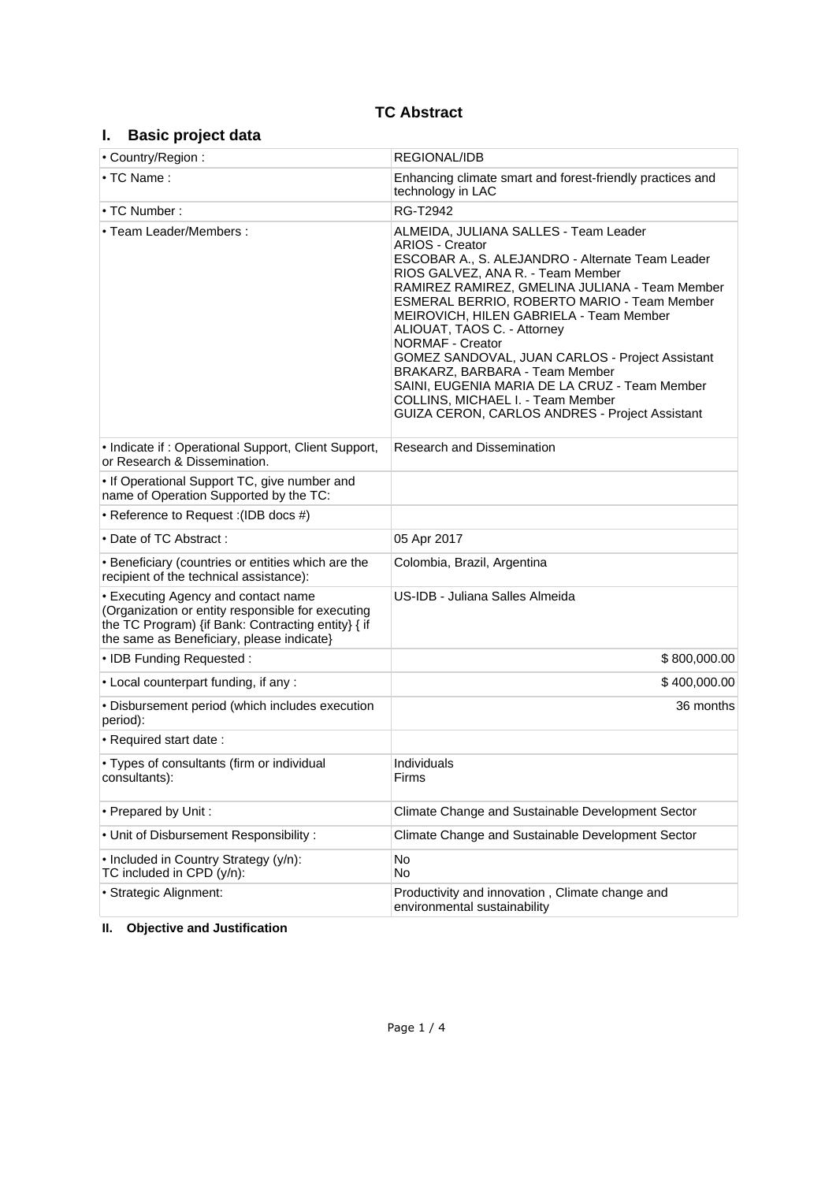# TC Abstract

## I. Basic project data

| | |
|---|---|
| • Country/Region : | REGIONAL/IDB |
| • TC Name : | Enhancing climate smart and forest-friendly practices and technology in LAC |
| • TC Number : | RG-T2942 |
| • Team Leader/Members : | ALMEIDA, JULIANA SALLES - Team Leader<br>ARIOS - Creator<br>ESCOBAR A., S. ALEJANDRO - Alternate Team Leader<br>RIOS GALVEZ, ANA R. - Team Member<br>RAMIREZ RAMIREZ, GMELINA JULIANA - Team Member<br>ESMERAL BERRIO, ROBERTO MARIO - Team Member<br>MEIROVICH, HILEN GABRIELA - Team Member<br>ALIOUAT, TAOS C. - Attorney<br>NORMAF - Creator<br>GOMEZ SANDOVAL, JUAN CARLOS - Project Assistant<br>BRAKARZ, BARBARA - Team Member<br>SAINI, EUGENIA MARIA DE LA CRUZ - Team Member<br>COLLINS, MICHAEL I. - Team Member<br>GUIZA CERON, CARLOS ANDRES - Project Assistant |
| • Indicate if : Operational Support, Client Support, or Research & Dissemination. | Research and Dissemination |
| • If Operational Support TC, give number and name of Operation Supported by the TC: | |
| • Reference to Request :(IDB docs #) | |
| • Date of TC Abstract : | 05 Apr 2017 |
| • Beneficiary (countries or entities which are the recipient of the technical assistance): | Colombia, Brazil, Argentina |
| • Executing Agency and contact name (Organization or entity responsible for executing the TC Program) {if Bank: Contracting entity} { if the same as Beneficiary, please indicate} | US-IDB - Juliana Salles Almeida |
| • IDB Funding Requested : | $ 800,000.00 |
| • Local counterpart funding, if any : | $ 400,000.00 |
| • Disbursement period (which includes execution period): | 36 months |
| • Required start date : | |
| • Types of consultants (firm or individual consultants): | Individuals<br>Firms |
| • Prepared by Unit : | Climate Change and Sustainable Development Sector |
| • Unit of Disbursement Responsibility : | Climate Change and Sustainable Development Sector |
| • Included in Country Strategy (y/n):<br>TC included in CPD (y/n): | No<br>No |
| • Strategic Alignment: | Productivity and innovation , Climate change and environmental sustainability |

## II. Objective and Justification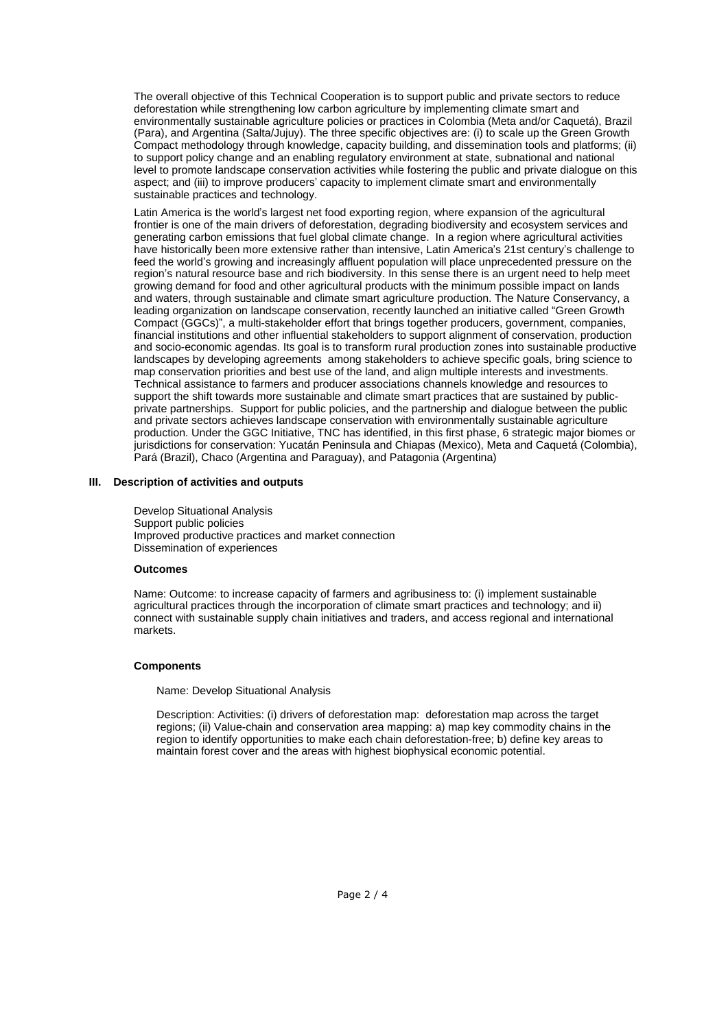The overall objective of this Technical Cooperation is to support public and private sectors to reduce deforestation while strengthening low carbon agriculture by implementing climate smart and environmentally sustainable agriculture policies or practices in Colombia (Meta and/or Caquetá), Brazil (Para), and Argentina (Salta/Jujuy). The three specific objectives are: (i) to scale up the Green Growth Compact methodology through knowledge, capacity building, and dissemination tools and platforms; (ii) to support policy change and an enabling regulatory environment at state, subnational and national level to promote landscape conservation activities while fostering the public and private dialogue on this aspect; and (iii) to improve producers' capacity to implement climate smart and environmentally sustainable practices and technology.

Latin America is the world's largest net food exporting region, where expansion of the agricultural frontier is one of the main drivers of deforestation, degrading biodiversity and ecosystem services and generating carbon emissions that fuel global climate change. In a region where agricultural activities have historically been more extensive rather than intensive, Latin America's 21st century's challenge to feed the world's growing and increasingly affluent population will place unprecedented pressure on the region's natural resource base and rich biodiversity. In this sense there is an urgent need to help meet growing demand for food and other agricultural products with the minimum possible impact on lands and waters, through sustainable and climate smart agriculture production. The Nature Conservancy, a leading organization on landscape conservation, recently launched an initiative called "Green Growth Compact (GGCs)", a multi-stakeholder effort that brings together producers, government, companies, financial institutions and other influential stakeholders to support alignment of conservation, production and socio-economic agendas. Its goal is to transform rural production zones into sustainable productive landscapes by developing agreements among stakeholders to achieve specific goals, bring science to map conservation priorities and best use of the land, and align multiple interests and investments. Technical assistance to farmers and producer associations channels knowledge and resources to support the shift towards more sustainable and climate smart practices that are sustained by public-private partnerships. Support for public policies, and the partnership and dialogue between the public and private sectors achieves landscape conservation with environmentally sustainable agriculture production. Under the GGC Initiative, TNC has identified, in this first phase, 6 strategic major biomes or jurisdictions for conservation: Yucatán Peninsula and Chiapas (Mexico), Meta and Caquetá (Colombia), Pará (Brazil), Chaco (Argentina and Paraguay), and Patagonia (Argentina)

## III. Description of activities and outputs

Develop Situational Analysis
Support public policies
Improved productive practices and market connection
Dissemination of experiences

### Outcomes

Name: Outcome: to increase capacity of farmers and agribusiness to: (i) implement sustainable agricultural practices through the incorporation of climate smart practices and technology; and ii) connect with sustainable supply chain initiatives and traders, and access regional and international markets.

### Components

Name: Develop Situational Analysis

Description: Activities: (i) drivers of deforestation map: deforestation map across the target regions; (ii) Value-chain and conservation area mapping: a) map key commodity chains in the region to identify opportunities to make each chain deforestation-free; b) define key areas to maintain forest cover and the areas with highest biophysical economic potential.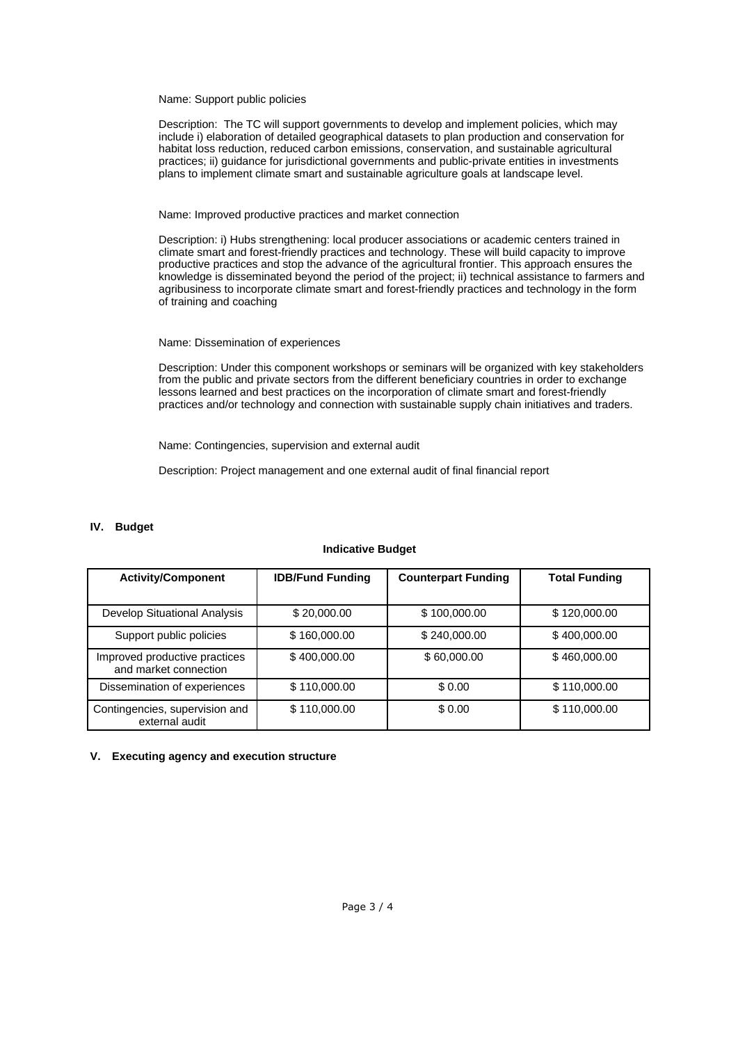Name: Support public policies

Description: The TC will support governments to develop and implement policies, which may include i) elaboration of detailed geographical datasets to plan production and conservation for habitat loss reduction, reduced carbon emissions, conservation, and sustainable agricultural practices; ii) guidance for jurisdictional governments and public-private entities in investments plans to implement climate smart and sustainable agriculture goals at landscape level.

Name: Improved productive practices and market connection

Description: i) Hubs strengthening: local producer associations or academic centers trained in climate smart and forest-friendly practices and technology. These will build capacity to improve productive practices and stop the advance of the agricultural frontier. This approach ensures the knowledge is disseminated beyond the period of the project; ii) technical assistance to farmers and agribusiness to incorporate climate smart and forest-friendly practices and technology in the form of training and coaching

Name: Dissemination of experiences

Description: Under this component workshops or seminars will be organized with key stakeholders from the public and private sectors from the different beneficiary countries in order to exchange lessons learned and best practices on the incorporation of climate smart and forest-friendly practices and/or technology and connection with sustainable supply chain initiatives and traders.

Name: Contingencies, supervision and external audit

Description: Project management and one external audit of final financial report

## IV. Budget

**Indicative Budget**

| Activity/Component | IDB/Fund Funding | Counterpart Funding | Total Funding |
|---|---|---|---|
| Develop Situational Analysis | $ 20,000.00 | $ 100,000.00 | $ 120,000.00 |
| Support public policies | $ 160,000.00 | $ 240,000.00 | $ 400,000.00 |
| Improved productive practices and market connection | $ 400,000.00 | $ 60,000.00 | $ 460,000.00 |
| Dissemination of experiences | $ 110,000.00 | $ 0.00 | $ 110,000.00 |
| Contingencies, supervision and external audit | $ 110,000.00 | $ 0.00 | $ 110,000.00 |

## V. Executing agency and execution structure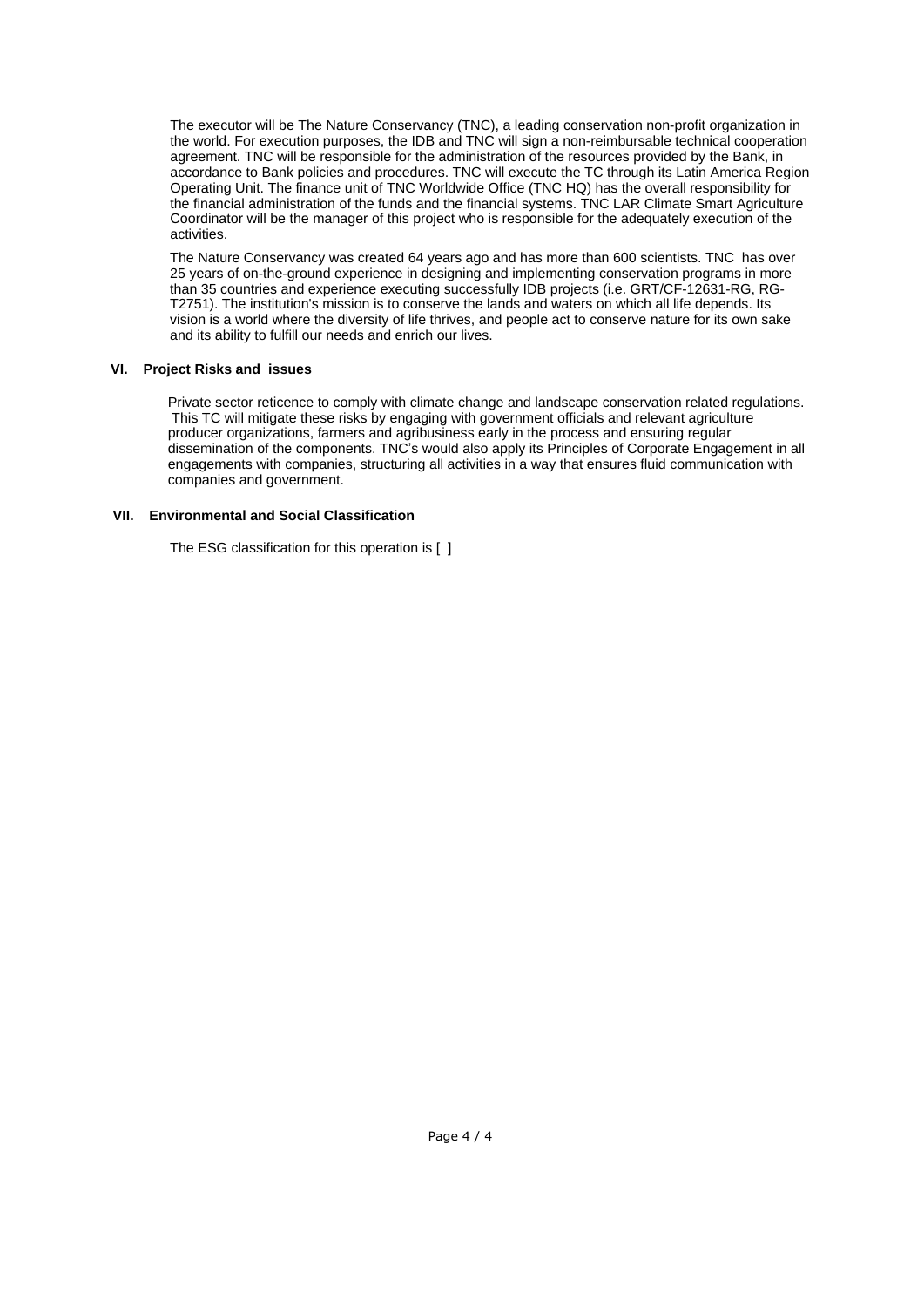The executor will be The Nature Conservancy (TNC), a leading conservation non-profit organization in the world. For execution purposes, the IDB and TNC will sign a non-reimbursable technical cooperation agreement. TNC will be responsible for the administration of the resources provided by the Bank, in accordance to Bank policies and procedures. TNC will execute the TC through its Latin America Region Operating Unit. The finance unit of TNC Worldwide Office (TNC HQ) has the overall responsibility for the financial administration of the funds and the financial systems. TNC LAR Climate Smart Agriculture Coordinator will be the manager of this project who is responsible for the adequately execution of the activities.

The Nature Conservancy was created 64 years ago and has more than 600 scientists. TNC has over 25 years of on-the-ground experience in designing and implementing conservation programs in more than 35 countries and experience executing successfully IDB projects (i.e. GRT/CF-12631-RG, RG-T2751). The institution's mission is to conserve the lands and waters on which all life depends. Its vision is a world where the diversity of life thrives, and people act to conserve nature for its own sake and its ability to fulfill our needs and enrich our lives.

## VI. Project Risks and issues

Private sector reticence to comply with climate change and landscape conservation related regulations. This TC will mitigate these risks by engaging with government officials and relevant agriculture producer organizations, farmers and agribusiness early in the process and ensuring regular dissemination of the components. TNC's would also apply its Principles of Corporate Engagement in all engagements with companies, structuring all activities in a way that ensures fluid communication with companies and government.

## VII. Environmental and Social Classification

The ESG classification for this operation is [ ]